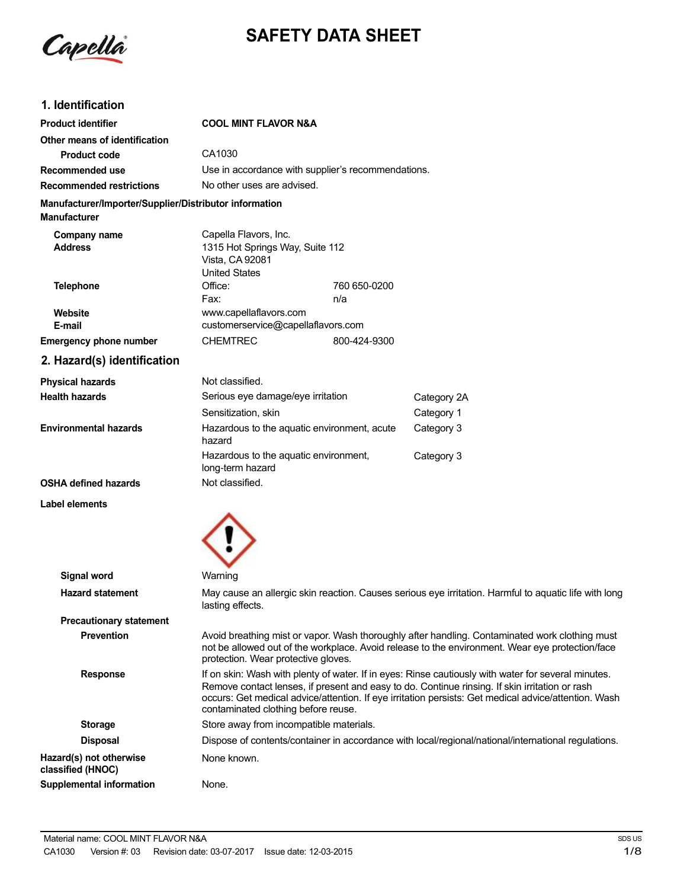# SAFETY DATA SHEET

## 1. Identification

| | | |
|---|---|---|
| **Product identifier** | **COOL MINT FLAVOR N&A** | |
| **Other means of identification** | | |
| **Product code** | CA1030 | |
| **Recommended use** | Use in accordance with supplier's recommendations. | |
| **Recommended restrictions** | No other uses are advised. | |

**Manufacturer/Importer/Supplier/Distributor information**

**Manufacturer**

| | | |
|---|---|---|
| **Company name** | Capella Flavors, Inc. | |
| **Address** | 1315 Hot Springs Way, Suite 112<br>Vista, CA 92081<br>United States | |
| **Telephone** | Office: | 760 650-0200 |
| | Fax: | n/a |
| **Website** | www.capellaflavors.com | |
| **E-mail** | customerservice@capellaflavors.com | |
| **Emergency phone number** | CHEMTREC | 800-424-9300 |

## 2. Hazard(s) identification

| | | |
|---|---|---|
| **Physical hazards** | Not classified. | |
| **Health hazards** | Serious eye damage/eye irritation | Category 2A |
| | Sensitization, skin | Category 1 |
| **Environmental hazards** | Hazardous to the aquatic environment, acute hazard | Category 3 |
| | Hazardous to the aquatic environment, long-term hazard | Category 3 |
| **OSHA defined hazards** | Not classified. | |

**Label elements**

**Signal word** Warning

**Hazard statement** May cause an allergic skin reaction. Causes serious eye irritation. Harmful to aquatic life with long lasting effects.

**Precautionary statement**

**Prevention** Avoid breathing mist or vapor. Wash thoroughly after handling. Contaminated work clothing must not be allowed out of the workplace. Avoid release to the environment. Wear eye protection/face protection. Wear protective gloves.

**Response** If on skin: Wash with plenty of water. If in eyes: Rinse cautiously with water for several minutes. Remove contact lenses, if present and easy to do. Continue rinsing. If skin irritation or rash occurs: Get medical advice/attention. If eye irritation persists: Get medical advice/attention. Wash contaminated clothing before reuse.

**Storage** Store away from incompatible materials.

**Disposal** Dispose of contents/container in accordance with local/regional/national/international regulations.

**Hazard(s) not otherwise classified (HNOC)** None known.

**Supplemental information** None.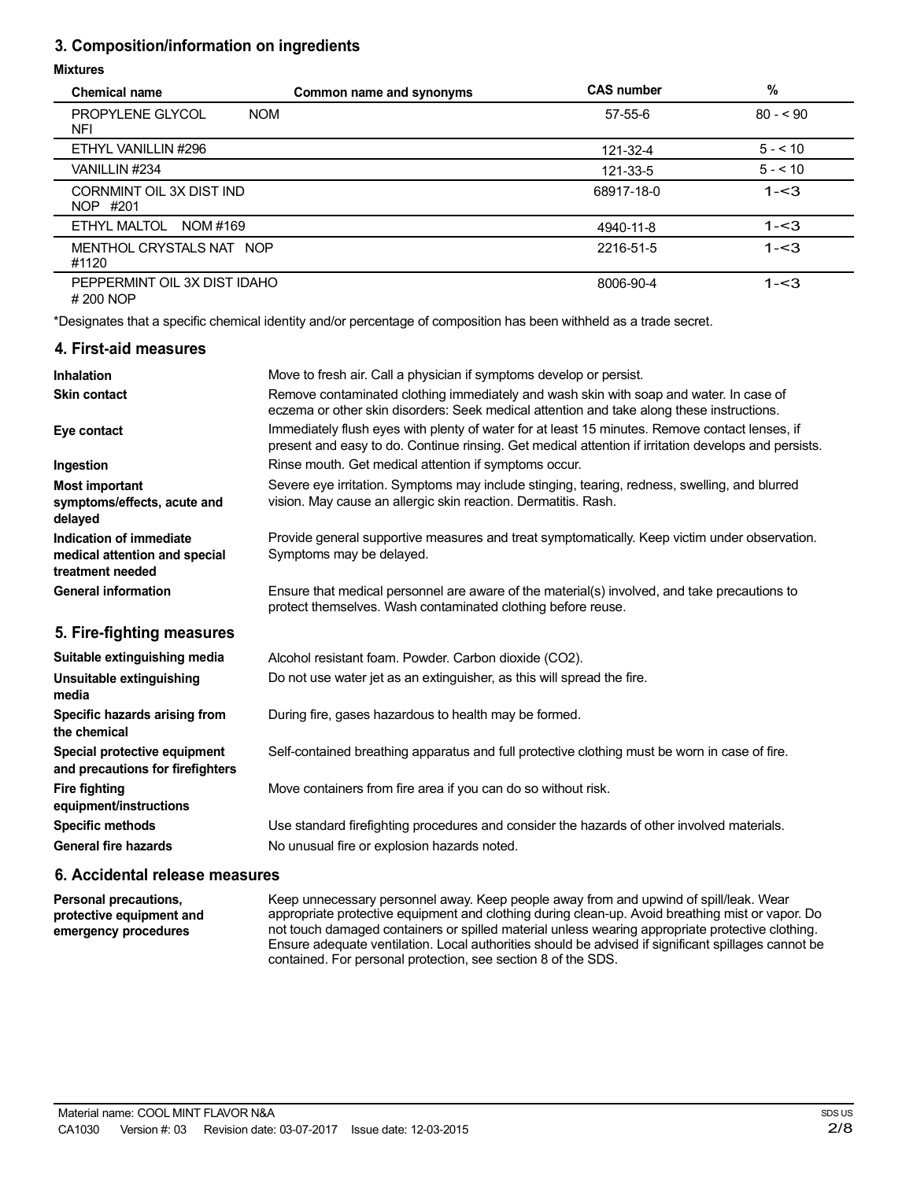## 3. Composition/information on ingredients

**Mixtures**

| Chemical name | Common name and synonyms | CAS number | % |
|---|---|---|---|
| PROPYLENE GLYCOL NOM NFI | | 57-55-6 | 80 - < 90 |
| ETHYL VANILLIN #296 | | 121-32-4 | 5 - < 10 |
| VANILLIN #234 | | 121-33-5 | 5 - < 10 |
| CORNMINT OIL 3X DIST IND NOP #201 | | 68917-18-0 | 1-<3 |
| ETHYL MALTOL NOM #169 | | 4940-11-8 | 1-<3 |
| MENTHOL CRYSTALS NAT NOP #1120 | | 2216-51-5 | 1-<3 |
| PEPPERMINT OIL 3X DIST IDAHO # 200 NOP | | 8006-90-4 | 1-<3 |

*Designates that a specific chemical identity and/or percentage of composition has been withheld as a trade secret.

## 4. First-aid measures

**Inhalation**
Move to fresh air. Call a physician if symptoms develop or persist.

**Skin contact**
Remove contaminated clothing immediately and wash skin with soap and water. In case of eczema or other skin disorders: Seek medical attention and take along these instructions.

**Eye contact**
Immediately flush eyes with plenty of water for at least 15 minutes. Remove contact lenses, if present and easy to do. Continue rinsing. Get medical attention if irritation develops and persists.

**Ingestion**
Rinse mouth. Get medical attention if symptoms occur.

**Most important symptoms/effects, acute and delayed**
Severe eye irritation. Symptoms may include stinging, tearing, redness, swelling, and blurred vision. May cause an allergic skin reaction. Dermatitis. Rash.

**Indication of immediate medical attention and special treatment needed**
Provide general supportive measures and treat symptomatically. Keep victim under observation. Symptoms may be delayed.

**General information**
Ensure that medical personnel are aware of the material(s) involved, and take precautions to protect themselves. Wash contaminated clothing before reuse.

## 5. Fire-fighting measures

**Suitable extinguishing media**
Alcohol resistant foam. Powder. Carbon dioxide ($CO_2$).

**Unsuitable extinguishing media**
Do not use water jet as an extinguisher, as this will spread the fire.

**Specific hazards arising from the chemical**
During fire, gases hazardous to health may be formed.

**Special protective equipment and precautions for firefighters**
Self-contained breathing apparatus and full protective clothing must be worn in case of fire.

**Fire fighting equipment/instructions**
Move containers from fire area if you can do so without risk.

**Specific methods**
Use standard firefighting procedures and consider the hazards of other involved materials.

**General fire hazards**
No unusual fire or explosion hazards noted.

## 6. Accidental release measures

**Personal precautions, protective equipment and emergency procedures**
Keep unnecessary personnel away. Keep people away from and upwind of spill/leak. Wear appropriate protective equipment and clothing during clean-up. Avoid breathing mist or vapor. Do not touch damaged containers or spilled material unless wearing appropriate protective clothing. Ensure adequate ventilation. Local authorities should be advised if significant spillages cannot be contained. For personal protection, see section 8 of the SDS.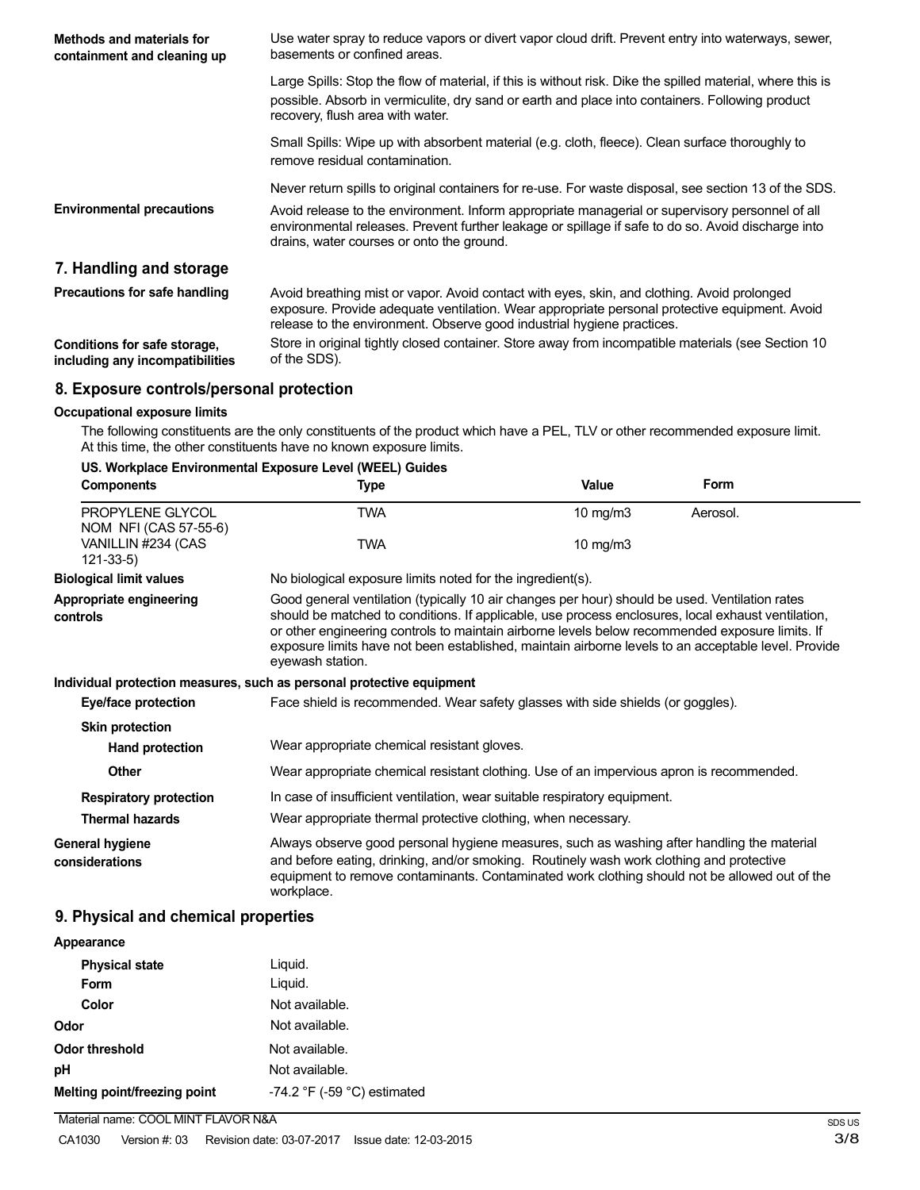**Methods and materials for containment and cleaning up**

Use water spray to reduce vapors or divert vapor cloud drift. Prevent entry into waterways, sewer, basements or confined areas.

Large Spills: Stop the flow of material, if this is without risk. Dike the spilled material, where this is possible. Absorb in vermiculite, dry sand or earth and place into containers. Following product recovery, flush area with water.

Small Spills: Wipe up with absorbent material (e.g. cloth, fleece). Clean surface thoroughly to remove residual contamination.

Never return spills to original containers for re-use. For waste disposal, see section 13 of the SDS.

**Environmental precautions**

Avoid release to the environment. Inform appropriate managerial or supervisory personnel of all environmental releases. Prevent further leakage or spillage if safe to do so. Avoid discharge into drains, water courses or onto the ground.

## 7. Handling and storage

**Precautions for safe handling**

Avoid breathing mist or vapor. Avoid contact with eyes, skin, and clothing. Avoid prolonged exposure. Provide adequate ventilation. Wear appropriate personal protective equipment. Avoid release to the environment. Observe good industrial hygiene practices.

**Conditions for safe storage, including any incompatibilities**

Store in original tightly closed container. Store away from incompatible materials (see Section 10 of the SDS).

## 8. Exposure controls/personal protection

**Occupational exposure limits**

The following constituents are the only constituents of the product which have a PEL, TLV or other recommended exposure limit. At this time, the other constituents have no known exposure limits.

**US. Workplace Environmental Exposure Level (WEEL) Guides**

| Components | Type | Value | Form |
|---|---|---|---|
| PROPYLENE GLYCOL NOM NFI (CAS 57-55-6) | TWA | 10 mg/m3 | Aerosol. |
| VANILLIN #234 (CAS 121-33-5) | TWA | 10 mg/m3 | |

**Biological limit values**

No biological exposure limits noted for the ingredient(s).

**Appropriate engineering controls**

Good general ventilation (typically 10 air changes per hour) should be used. Ventilation rates should be matched to conditions. If applicable, use process enclosures, local exhaust ventilation, or other engineering controls to maintain airborne levels below recommended exposure limits. If exposure limits have not been established, maintain airborne levels to an acceptable level. Provide eyewash station.

**Individual protection measures, such as personal protective equipment**

**Eye/face protection**

Face shield is recommended. Wear safety glasses with side shields (or goggles).

**Skin protection**

**Hand protection**

Wear appropriate chemical resistant gloves.

**Other**

Wear appropriate chemical resistant clothing. Use of an impervious apron is recommended.

**Respiratory protection**

In case of insufficient ventilation, wear suitable respiratory equipment.

**Thermal hazards**

Wear appropriate thermal protective clothing, when necessary.

**General hygiene considerations**

Always observe good personal hygiene measures, such as washing after handling the material and before eating, drinking, and/or smoking. Routinely wash work clothing and protective equipment to remove contaminants. Contaminated work clothing should not be allowed out of the workplace.

## 9. Physical and chemical properties

**Appearance**

| | |
|---|---|
| **Physical state** | Liquid. |
| **Form** | Liquid. |
| **Color** | Not available. |
| **Odor** | Not available. |
| **Odor threshold** | Not available. |
| **pH** | Not available. |
| **Melting point/freezing point** | -74.2 °F (-59 °C) estimated |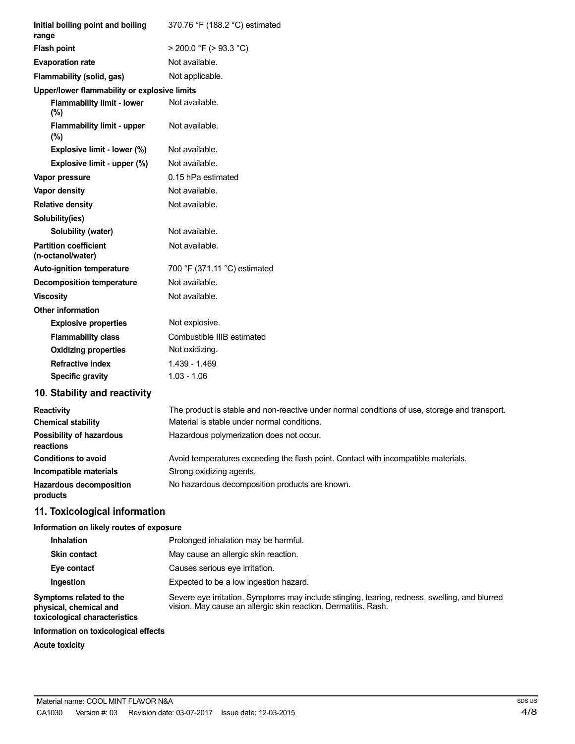| | |
|---|---|
| **Initial boiling point and boiling range** | 370.76 °F (188.2 °C) estimated |
| **Flash point** | > 200.0 °F (> 93.3 °C) |
| **Evaporation rate** | Not available. |
| **Flammability (solid, gas)** | Not applicable. |
| **Upper/lower flammability or explosive limits** | |
| **Flammability limit - lower (%)** | Not available. |
| **Flammability limit - upper (%)** | Not available. |
| **Explosive limit - lower (%)** | Not available. |
| **Explosive limit - upper (%)** | Not available. |
| **Vapor pressure** | 0.15 hPa estimated |
| **Vapor density** | Not available. |
| **Relative density** | Not available. |
| **Solubility(ies)** | |
| **Solubility (water)** | Not available. |
| **Partition coefficient (n-octanol/water)** | Not available. |
| **Auto-ignition temperature** | 700 °F (371.11 °C) estimated |
| **Decomposition temperature** | Not available. |
| **Viscosity** | Not available. |
| **Other information** | |
| **Explosive properties** | Not explosive. |
| **Flammability class** | Combustible IIIB estimated |
| **Oxidizing properties** | Not oxidizing. |
| **Refractive index** | 1.439 - 1.469 |
| **Specific gravity** | 1.03 - 1.06 |

## 10. Stability and reactivity

| | |
|---|---|
| **Reactivity** | The product is stable and non-reactive under normal conditions of use, storage and transport. |
| **Chemical stability** | Material is stable under normal conditions. |
| **Possibility of hazardous reactions** | Hazardous polymerization does not occur. |
| **Conditions to avoid** | Avoid temperatures exceeding the flash point. Contact with incompatible materials. |
| **Incompatible materials** | Strong oxidizing agents. |
| **Hazardous decomposition products** | No hazardous decomposition products are known. |

## 11. Toxicological information

**Information on likely routes of exposure**

| | |
|---|---|
| **Inhalation** | Prolonged inhalation may be harmful. |
| **Skin contact** | May cause an allergic skin reaction. |
| **Eye contact** | Causes serious eye irritation. |
| **Ingestion** | Expected to be a low ingestion hazard. |
| **Symptoms related to the physical, chemical and toxicological characteristics** | Severe eye irritation. Symptoms may include stinging, tearing, redness, swelling, and blurred vision. May cause an allergic skin reaction. Dermatitis. Rash. |

**Information on toxicological effects**

**Acute toxicity**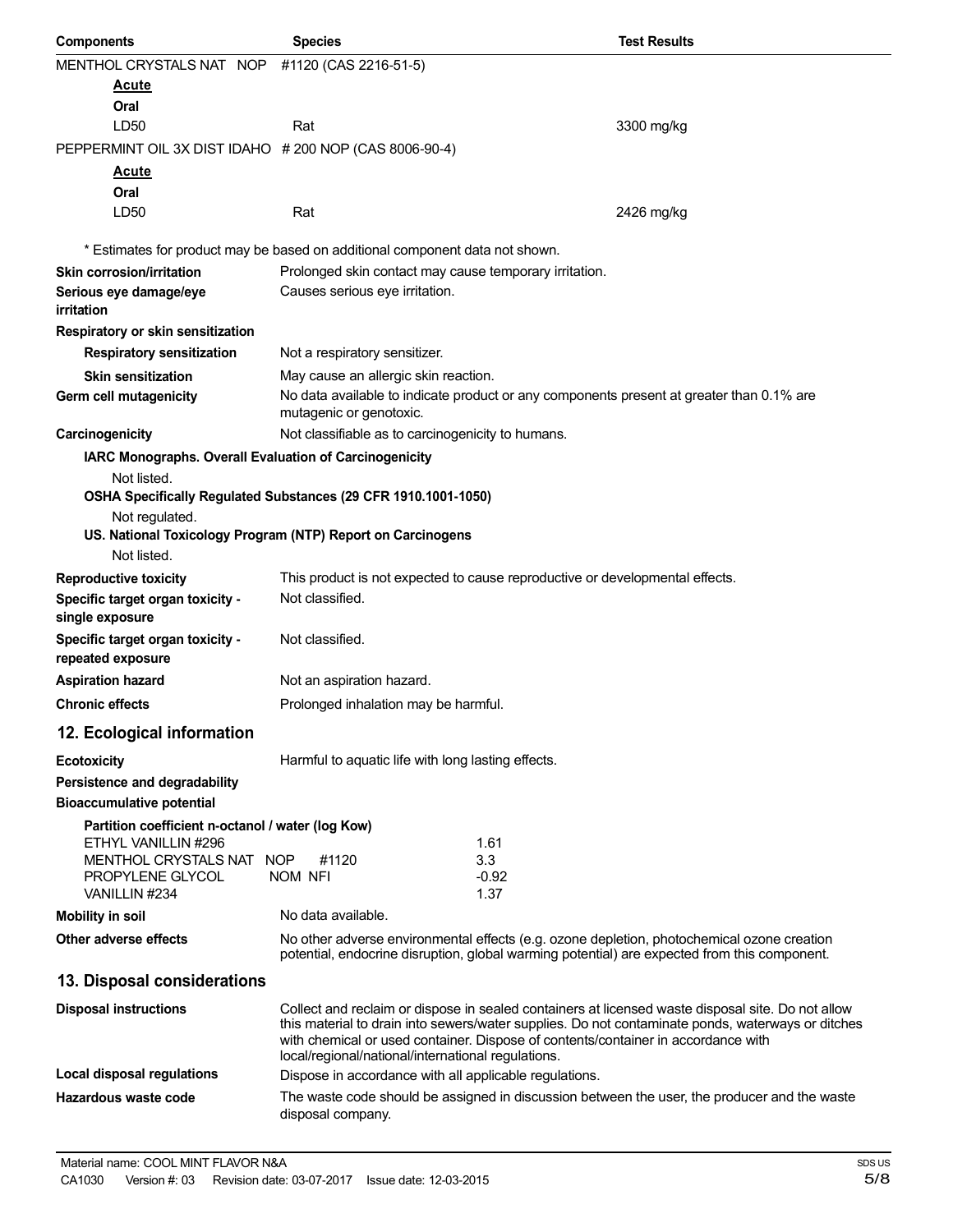| Components | Species | Test Results |
|---|---|---|
| MENTHOL CRYSTALS NAT NOP #1120 (CAS 2216-51-5) | | |
| **Acute** | | |
| **Oral** | | |
| LD50 | Rat | 3300 mg/kg |
| PEPPERMINT OIL 3X DIST IDAHO # 200 NOP (CAS 8006-90-4) | | |
| **Acute** | | |
| **Oral** | | |
| LD50 | Rat | 2426 mg/kg |

\* Estimates for product may be based on additional component data not shown.

**Skin corrosion/irritation** Prolonged skin contact may cause temporary irritation.

**Serious eye damage/eye irritation** Causes serious eye irritation.

**Respiratory or skin sensitization**

**Respiratory sensitization** Not a respiratory sensitizer.

**Skin sensitization** May cause an allergic skin reaction.

**Germ cell mutagenicity** No data available to indicate product or any components present at greater than 0.1% are mutagenic or genotoxic.

**Carcinogenicity** Not classifiable as to carcinogenicity to humans.

**IARC Monographs. Overall Evaluation of Carcinogenicity**

Not listed.

**OSHA Specifically Regulated Substances (29 CFR 1910.1001-1050)**

Not regulated.

**US. National Toxicology Program (NTP) Report on Carcinogens**

Not listed.

**Reproductive toxicity** This product is not expected to cause reproductive or developmental effects.

**Specific target organ toxicity - single exposure** Not classified.

**Specific target organ toxicity - repeated exposure** Not classified.

**Aspiration hazard** Not an aspiration hazard.

**Chronic effects** Prolonged inhalation may be harmful.

## 12. Ecological information

**Ecotoxicity** Harmful to aquatic life with long lasting effects.

**Persistence and degradability**

**Bioaccumulative potential**

**Partition coefficient n-octanol / water (log Kow)**

| | |
|---|---|
| ETHYL VANILLIN #296 | 1.61 |
| MENTHOL CRYSTALS NAT NOP #1120 | 3.3 |
| PROPYLENE GLYCOL NOM NFI | -0.92 |
| VANILLIN #234 | 1.37 |

**Mobility in soil** No data available.

**Other adverse effects** No other adverse environmental effects (e.g. ozone depletion, photochemical ozone creation potential, endocrine disruption, global warming potential) are expected from this component.

## 13. Disposal considerations

**Disposal instructions** Collect and reclaim or dispose in sealed containers at licensed waste disposal site. Do not allow this material to drain into sewers/water supplies. Do not contaminate ponds, waterways or ditches with chemical or used container. Dispose of contents/container in accordance with local/regional/national/international regulations.

**Local disposal regulations** Dispose in accordance with all applicable regulations.

**Hazardous waste code** The waste code should be assigned in discussion between the user, the producer and the waste disposal company.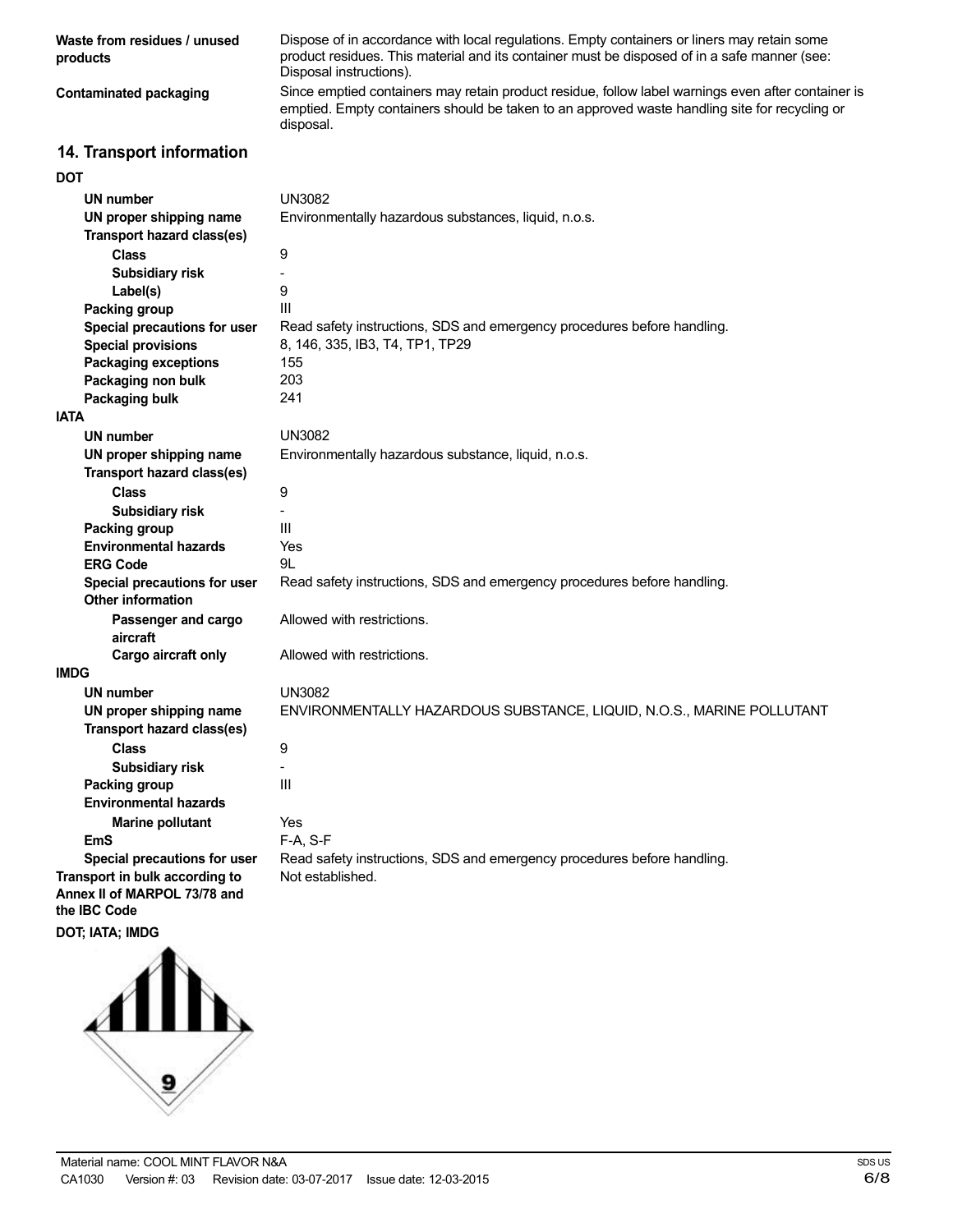| | |
|---|---|
| **Waste from residues / unused products** | Dispose of in accordance with local regulations. Empty containers or liners may retain some product residues. This material and its container must be disposed of in a safe manner (see: Disposal instructions). |
| **Contaminated packaging** | Since emptied containers may retain product residue, follow label warnings even after container is emptied. Empty containers should be taken to an approved waste handling site for recycling or disposal. |

## 14. Transport information

**DOT**

| | |
|---|---|
| **UN number** | UN3082 |
| **UN proper shipping name** | Environmentally hazardous substances, liquid, n.o.s. |
| **Transport hazard class(es)** | |
| **Class** | 9 |
| **Subsidiary risk** | - |
| **Label(s)** | 9 |
| **Packing group** | III |
| **Special precautions for user** | Read safety instructions, SDS and emergency procedures before handling. |
| **Special provisions** | 8, 146, 335, IB3, T4, TP1, TP29 |
| **Packaging exceptions** | 155 |
| **Packaging non bulk** | 203 |
| **Packaging bulk** | 241 |

**IATA**

| | |
|---|---|
| **UN number** | UN3082 |
| **UN proper shipping name** | Environmentally hazardous substance, liquid, n.o.s. |
| **Transport hazard class(es)** | |
| **Class** | 9 |
| **Subsidiary risk** | - |
| **Packing group** | III |
| **Environmental hazards** | Yes |
| **ERG Code** | 9L |
| **Special precautions for user** | Read safety instructions, SDS and emergency procedures before handling. |
| **Other information** | |
| **Passenger and cargo aircraft** | Allowed with restrictions. |
| **Cargo aircraft only** | Allowed with restrictions. |

**IMDG**

| | |
|---|---|
| **UN number** | UN3082 |
| **UN proper shipping name** | ENVIRONMENTALLY HAZARDOUS SUBSTANCE, LIQUID, N.O.S., MARINE POLLUTANT |
| **Transport hazard class(es)** | |
| **Class** | 9 |
| **Subsidiary risk** | - |
| **Packing group** | III |
| **Environmental hazards** | |
| **Marine pollutant** | Yes |
| **EmS** | F-A, S-F |
| **Special precautions for user** | Read safety instructions, SDS and emergency procedures before handling. |

| | |
|---|---|
| **Transport in bulk according to Annex II of MARPOL 73/78 and the IBC Code** | Not established. |

**DOT; IATA; IMDG**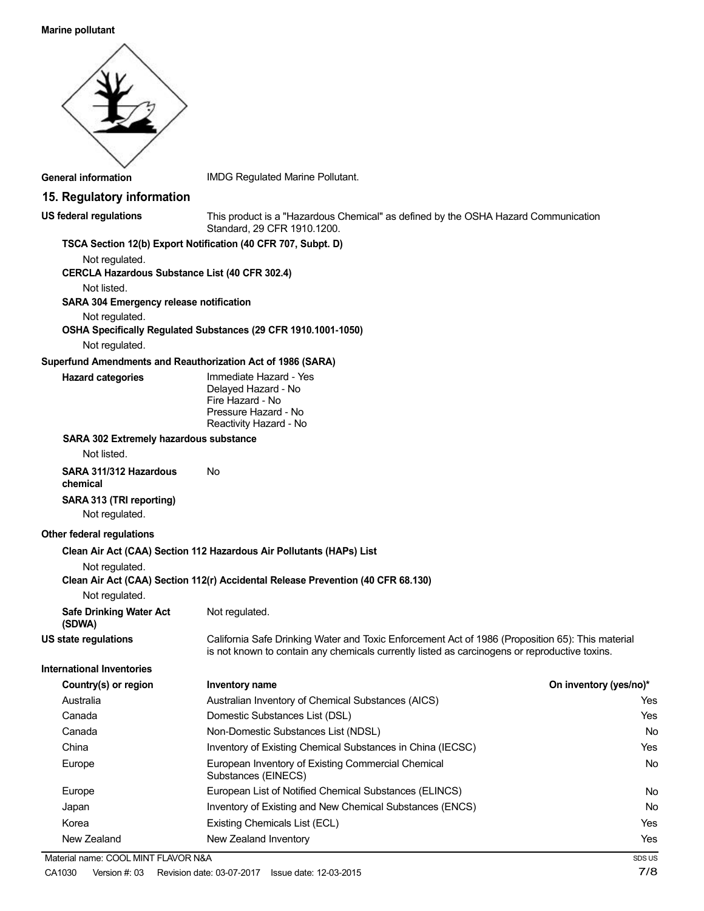**Marine pollutant**

**General information** IMDG Regulated Marine Pollutant.

## 15. Regulatory information

**US federal regulations** This product is a "Hazardous Chemical" as defined by the OSHA Hazard Communication Standard, 29 CFR 1910.1200.

**TSCA Section 12(b) Export Notification (40 CFR 707, Subpt. D)**

Not regulated.

**CERCLA Hazardous Substance List (40 CFR 302.4)**

Not listed.

**SARA 304 Emergency release notification**

Not regulated.

**OSHA Specifically Regulated Substances (29 CFR 1910.1001-1050)**

Not regulated.

**Superfund Amendments and Reauthorization Act of 1986 (SARA)**

**Hazard categories**
Immediate Hazard - Yes
Delayed Hazard - No
Fire Hazard - No
Pressure Hazard - No
Reactivity Hazard - No

**SARA 302 Extremely hazardous substance**

Not listed.

**SARA 311/312 Hazardous chemical** No

**SARA 313 (TRI reporting)**

Not regulated.

**Other federal regulations**

**Clean Air Act (CAA) Section 112 Hazardous Air Pollutants (HAPs) List**

Not regulated.

**Clean Air Act (CAA) Section 112(r) Accidental Release Prevention (40 CFR 68.130)**

Not regulated.

**Safe Drinking Water Act (SDWA)** Not regulated.

**US state regulations** California Safe Drinking Water and Toxic Enforcement Act of 1986 (Proposition 65): This material is not known to contain any chemicals currently listed as carcinogens or reproductive toxins.

**International Inventories**

| Country(s) or region | Inventory name | On inventory (yes/no)* |
|---|---|---|
| Australia | Australian Inventory of Chemical Substances (AICS) | Yes |
| Canada | Domestic Substances List (DSL) | Yes |
| Canada | Non-Domestic Substances List (NDSL) | No |
| China | Inventory of Existing Chemical Substances in China (IECSC) | Yes |
| Europe | European Inventory of Existing Commercial Chemical Substances (EINECS) | No |
| Europe | European List of Notified Chemical Substances (ELINCS) | No |
| Japan | Inventory of Existing and New Chemical Substances (ENCS) | No |
| Korea | Existing Chemicals List (ECL) | Yes |
| New Zealand | New Zealand Inventory | Yes |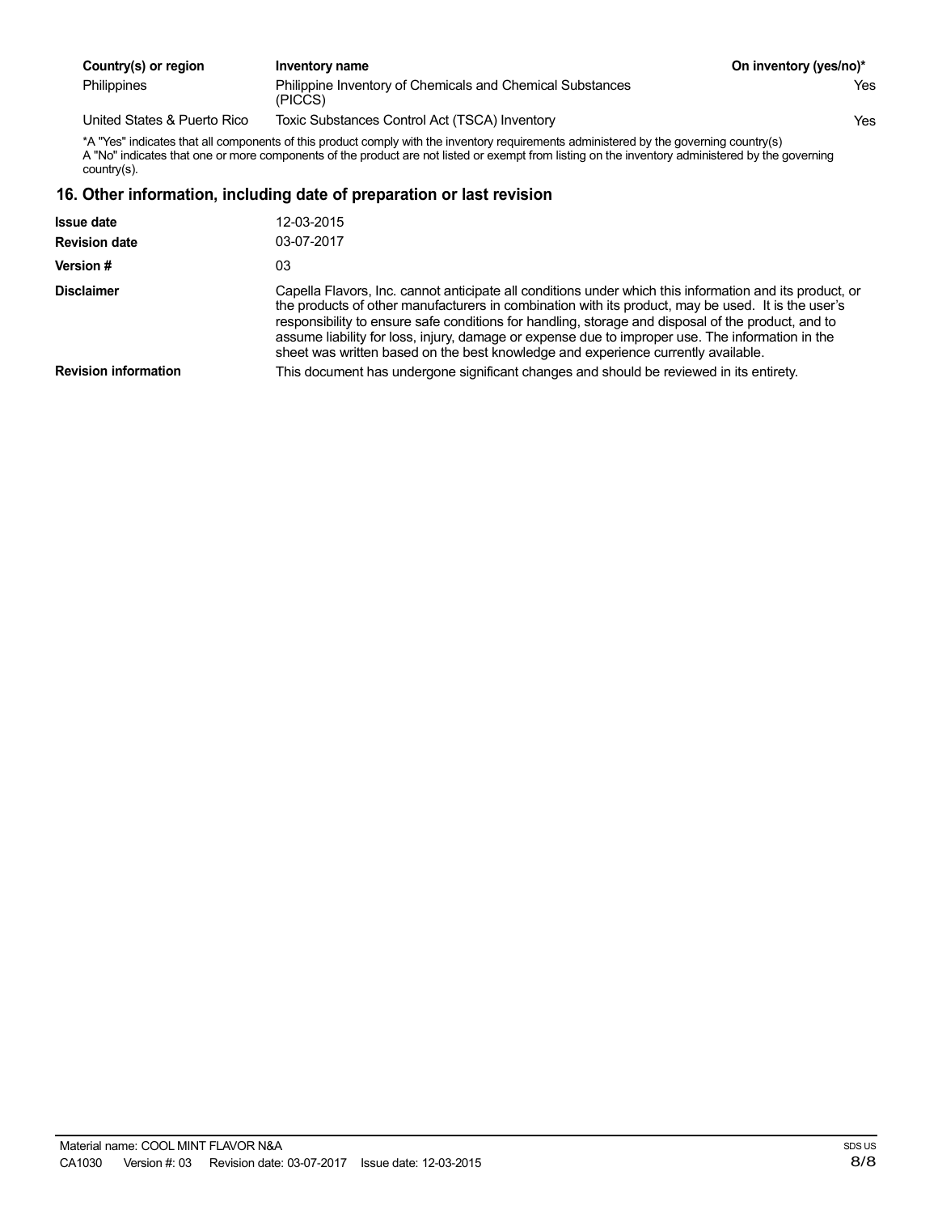| Country(s) or region | Inventory name | On inventory (yes/no)* |
| --- | --- | --- |
| Philippines | Philippine Inventory of Chemicals and Chemical Substances (PICCS) | Yes |
| United States & Puerto Rico | Toxic Substances Control Act (TSCA) Inventory | Yes |

*A "Yes" indicates that all components of this product comply with the inventory requirements administered by the governing country(s)
A "No" indicates that one or more components of the product are not listed or exempt from listing on the inventory administered by the governing country(s).

## 16. Other information, including date of preparation or last revision

**Issue date** 12-03-2015

**Revision date** 03-07-2017

**Version #** 03

**Disclaimer** Capella Flavors, Inc. cannot anticipate all conditions under which this information and its product, or the products of other manufacturers in combination with its product, may be used. It is the user's responsibility to ensure safe conditions for handling, storage and disposal of the product, and to assume liability for loss, injury, damage or expense due to improper use. The information in the sheet was written based on the best knowledge and experience currently available.

**Revision information** This document has undergone significant changes and should be reviewed in its entirety.